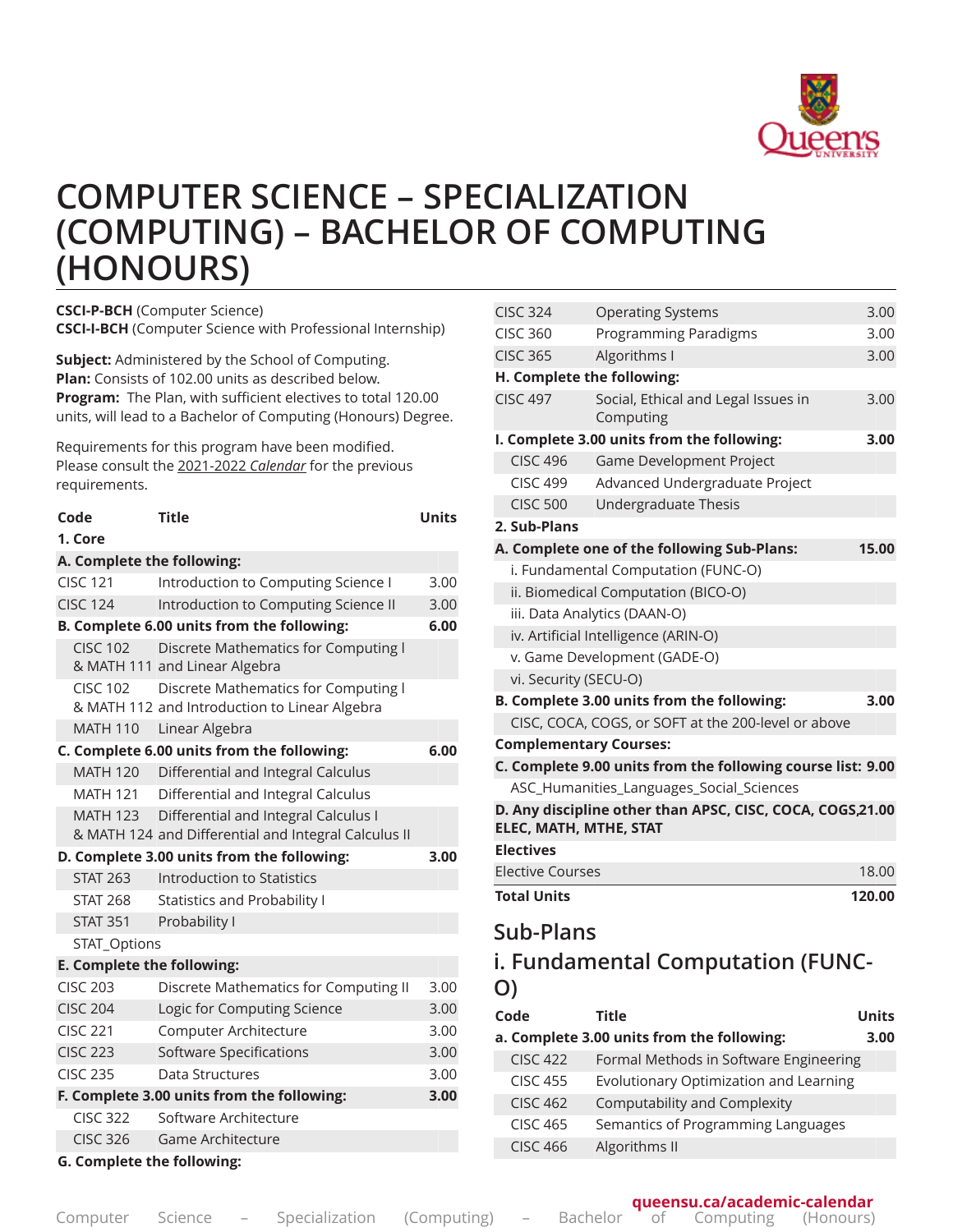# COMPUTER SCIENCE – SPECIALIZATION (COMPUTING) – BACHELOR OF COMPUTING (HONOURS)

**CSCI-P-BCH** (Computer Science)
**CSCI-I-BCH** (Computer Science with Professional Internship)

**Subject:** Administered by the School of Computing.
**Plan:** Consists of 102.00 units as described below.
**Program:** The Plan, with sufficient electives to total 120.00 units, will lead to a Bachelor of Computing (Honours) Degree.

Requirements for this program have been modified. Please consult the 2021-2022 *Calendar* for the previous requirements.

| Code | Title | Units |
|---|---|---|
| **1. Core** | | |
| **A. Complete the following:** | | |
| CISC 121 | Introduction to Computing Science I | 3.00 |
| CISC 124 | Introduction to Computing Science II | 3.00 |
| **B. Complete 6.00 units from the following:** | | **6.00** |
| CISC 102 & MATH 111 | Discrete Mathematics for Computing I and Linear Algebra | |
| CISC 102 & MATH 112 | Discrete Mathematics for Computing I and Introduction to Linear Algebra | |
| MATH 110 | Linear Algebra | |
| **C. Complete 6.00 units from the following:** | | **6.00** |
| MATH 120 | Differential and Integral Calculus | |
| MATH 121 | Differential and Integral Calculus | |
| MATH 123 & MATH 124 | Differential and Integral Calculus I and Differential and Integral Calculus II | |
| **D. Complete 3.00 units from the following:** | | **3.00** |
| STAT 263 | Introduction to Statistics | |
| STAT 268 | Statistics and Probability I | |
| STAT 351 | Probability I | |
| STAT_Options | | |
| **E. Complete the following:** | | |
| CISC 203 | Discrete Mathematics for Computing II | 3.00 |
| CISC 204 | Logic for Computing Science | 3.00 |
| CISC 221 | Computer Architecture | 3.00 |
| CISC 223 | Software Specifications | 3.00 |
| CISC 235 | Data Structures | 3.00 |
| **F. Complete 3.00 units from the following:** | | **3.00** |
| CISC 322 | Software Architecture | |
| CISC 326 | Game Architecture | |
| **G. Complete the following:** | | |
| CISC 324 | Operating Systems | 3.00 |
| CISC 360 | Programming Paradigms | 3.00 |
| CISC 365 | Algorithms I | 3.00 |
| **H. Complete the following:** | | |
| CISC 497 | Social, Ethical and Legal Issues in Computing | 3.00 |
| **I. Complete 3.00 units from the following:** | | **3.00** |
| CISC 496 | Game Development Project | |
| CISC 499 | Advanced Undergraduate Project | |
| CISC 500 | Undergraduate Thesis | |
| **2. Sub-Plans** | | |
| **A. Complete one of the following Sub-Plans:** | | **15.00** |
| i. Fundamental Computation (FUNC-O) | | |
| ii. Biomedical Computation (BICO-O) | | |
| iii. Data Analytics (DAAN-O) | | |
| iv. Artificial Intelligence (ARIN-O) | | |
| v. Game Development (GADE-O) | | |
| vi. Security (SECU-O) | | |
| **B. Complete 3.00 units from the following:** | | **3.00** |
| CISC, COCA, COGS, or SOFT at the 200-level or above | | |
| **Complementary Courses:** | | |
| **C. Complete 9.00 units from the following course list:** | | **9.00** |
| ASC_Humanities_Languages_Social_Sciences | | |
| **D. Any discipline other than APSC, CISC, COCA, COGS, ELEC, MATH, MTHE, STAT** | | **21.00** |
| **Electives** | | |
| Elective Courses | | 18.00 |
| **Total Units** | | **120.00** |

## Sub-Plans

### i. Fundamental Computation (FUNC-O)

| Code | Title | Units |
|---|---|---|
| **a. Complete 3.00 units from the following:** | | **3.00** |
| CISC 422 | Formal Methods in Software Engineering | |
| CISC 455 | Evolutionary Optimization and Learning | |
| CISC 462 | Computability and Complexity | |
| CISC 465 | Semantics of Programming Languages | |
| CISC 466 | Algorithms II | |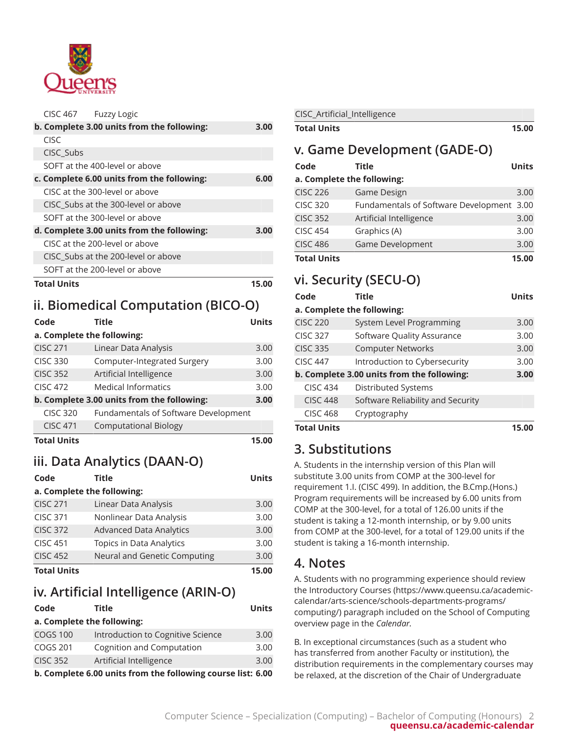| | | |
|---|---|---|
| CISC 467 | Fuzzy Logic | |
| **b. Complete 3.00 units from the following:** | | **3.00** |
| CISC | | |
| CISC_Subs | | |
| SOFT at the 400-level or above | | |
| **c. Complete 6.00 units from the following:** | | **6.00** |
| CISC at the 300-level or above | | |
| CISC_Subs at the 300-level or above | | |
| SOFT at the 300-level or above | | |
| **d. Complete 3.00 units from the following:** | | **3.00** |
| CISC at the 200-level or above | | |
| CISC_Subs at the 200-level or above | | |
| SOFT at the 200-level or above | | |
| **Total Units** | | **15.00** |

## ii. Biomedical Computation (BICO-O)

| Code | Title | Units |
|---|---|---|
| **a. Complete the following:** | | |
| CISC 271 | Linear Data Analysis | 3.00 |
| CISC 330 | Computer-Integrated Surgery | 3.00 |
| CISC 352 | Artificial Intelligence | 3.00 |
| CISC 472 | Medical Informatics | 3.00 |
| **b. Complete 3.00 units from the following:** | | **3.00** |
| CISC 320 | Fundamentals of Software Development | |
| CISC 471 | Computational Biology | |
| **Total Units** | | **15.00** |

## iii. Data Analytics (DAAN-O)

| Code | Title | Units |
|---|---|---|
| **a. Complete the following:** | | |
| CISC 271 | Linear Data Analysis | 3.00 |
| CISC 371 | Nonlinear Data Analysis | 3.00 |
| CISC 372 | Advanced Data Analytics | 3.00 |
| CISC 451 | Topics in Data Analytics | 3.00 |
| CISC 452 | Neural and Genetic Computing | 3.00 |
| **Total Units** | | **15.00** |

## iv. Artificial Intelligence (ARIN-O)

| Code | Title | Units |
|---|---|---|
| **a. Complete the following:** | | |
| COGS 100 | Introduction to Cognitive Science | 3.00 |
| COGS 201 | Cognition and Computation | 3.00 |
| CISC 352 | Artificial Intelligence | 3.00 |
| **b. Complete 6.00 units from the following course list:** | | **6.00** |
| CISC_Artificial_Intelligence | | |
| **Total Units** | | **15.00** |

## v. Game Development (GADE-O)

| Code | Title | Units |
|---|---|---|
| **a. Complete the following:** | | |
| CISC 226 | Game Design | 3.00 |
| CISC 320 | Fundamentals of Software Development | 3.00 |
| CISC 352 | Artificial Intelligence | 3.00 |
| CISC 454 | Graphics (A) | 3.00 |
| CISC 486 | Game Development | 3.00 |
| **Total Units** | | **15.00** |

## vi. Security (SECU-O)

| Code | Title | Units |
|---|---|---|
| **a. Complete the following:** | | |
| CISC 220 | System Level Programming | 3.00 |
| CISC 327 | Software Quality Assurance | 3.00 |
| CISC 335 | Computer Networks | 3.00 |
| CISC 447 | Introduction to Cybersecurity | 3.00 |
| **b. Complete 3.00 units from the following:** | | **3.00** |
| CISC 434 | Distributed Systems | |
| CISC 448 | Software Reliability and Security | |
| CISC 468 | Cryptography | |
| **Total Units** | | **15.00** |

# 3. Substitutions

A. Students in the internship version of this Plan will substitute 3.00 units from COMP at the 300-level for requirement 1.I. (CISC 499). In addition, the B.Cmp.(Hons.) Program requirements will be increased by 6.00 units from COMP at the 300-level, for a total of 126.00 units if the student is taking a 12-month internship, or by 9.00 units from COMP at the 300-level, for a total of 129.00 units if the student is taking a 16-month internship.

# 4. Notes

A. Students with no programming experience should review the Introductory Courses (https://www.queensu.ca/academic-calendar/arts-science/schools-departments-programs/computing/) paragraph included on the School of Computing overview page in the *Calendar*.

B. In exceptional circumstances (such as a student who has transferred from another Faculty or institution), the distribution requirements in the complementary courses may be relaxed, at the discretion of the Chair of Undergraduate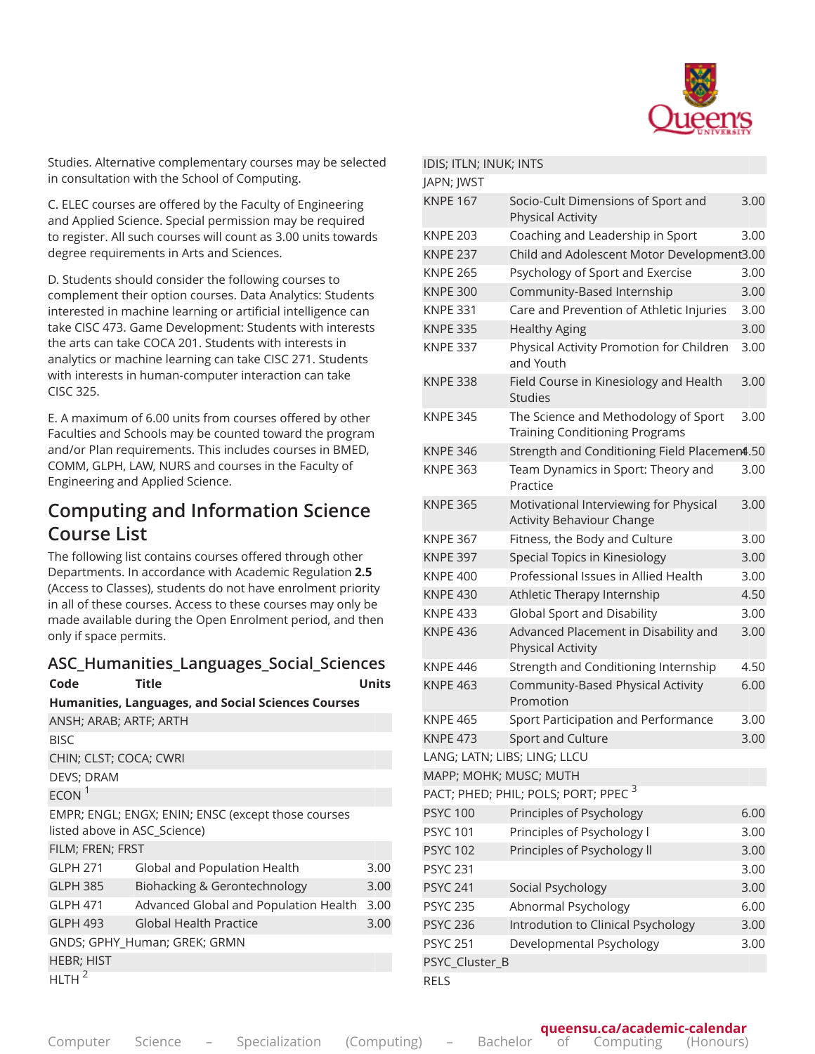Studies. Alternative complementary courses may be selected in consultation with the School of Computing.

C. ELEC courses are offered by the Faculty of Engineering and Applied Science. Special permission may be required to register. All such courses will count as 3.00 units towards degree requirements in Arts and Sciences.

D. Students should consider the following courses to complement their option courses. Data Analytics: Students interested in machine learning or artificial intelligence can take CISC 473. Game Development: Students with interests the arts can take COCA 201. Students with interests in analytics or machine learning can take CISC 271. Students with interests in human-computer interaction can take CISC 325.

E. A maximum of 6.00 units from courses offered by other Faculties and Schools may be counted toward the program and/or Plan requirements. This includes courses in BMED, COMM, GLPH, LAW, NURS and courses in the Faculty of Engineering and Applied Science.

## Computing and Information Science Course List

The following list contains courses offered through other Departments. In accordance with Academic Regulation **2.5** (Access to Classes), students do not have enrolment priority in all of these courses. Access to these courses may only be made available during the Open Enrolment period, and then only if space permits.

### ASC_Humanities_Languages_Social_Sciences

| Code | Title | Units |
|---|---|---|
| **Humanities, Languages, and Social Sciences Courses** | | |
| ANSH; ARAB; ARTF; ARTH | | |
| BISC | | |
| CHIN; CLST; COCA; CWRI | | |
| DEVS; DRAM | | |
| ECON [1] | | |
| EMPR; ENGL; ENGX; ENIN; ENSC (except those courses listed above in ASC_Science) | | |
| FILM; FREN; FRST | | |
| GLPH 271 | Global and Population Health | 3.00 |
| GLPH 385 | Biohacking & Gerontechnology | 3.00 |
| GLPH 471 | Advanced Global and Population Health | 3.00 |
| GLPH 493 | Global Health Practice | 3.00 |
| GNDS; GPHY_Human; GREK; GRMN | | |
| HEBR; HIST | | |
| HLTH [2] | | |
| IDIS; ITLN; INUK; INTS | | |
| JAPN; JWST | | |
| KNPE 167 | Socio-Cult Dimensions of Sport and Physical Activity | 3.00 |
| KNPE 203 | Coaching and Leadership in Sport | 3.00 |
| KNPE 237 | Child and Adolescent Motor Development | 3.00 |
| KNPE 265 | Psychology of Sport and Exercise | 3.00 |
| KNPE 300 | Community-Based Internship | 3.00 |
| KNPE 331 | Care and Prevention of Athletic Injuries | 3.00 |
| KNPE 335 | Healthy Aging | 3.00 |
| KNPE 337 | Physical Activity Promotion for Children and Youth | 3.00 |
| KNPE 338 | Field Course in Kinesiology and Health Studies | 3.00 |
| KNPE 345 | The Science and Methodology of Sport Training Conditioning Programs | 3.00 |
| KNPE 346 | Strength and Conditioning Field Placement | 4.50 |
| KNPE 363 | Team Dynamics in Sport: Theory and Practice | 3.00 |
| KNPE 365 | Motivational Interviewing for Physical Activity Behaviour Change | 3.00 |
| KNPE 367 | Fitness, the Body and Culture | 3.00 |
| KNPE 397 | Special Topics in Kinesiology | 3.00 |
| KNPE 400 | Professional Issues in Allied Health | 3.00 |
| KNPE 430 | Athletic Therapy Internship | 4.50 |
| KNPE 433 | Global Sport and Disability | 3.00 |
| KNPE 436 | Advanced Placement in Disability and Physical Activity | 3.00 |
| KNPE 446 | Strength and Conditioning Internship | 4.50 |
| KNPE 463 | Community-Based Physical Activity Promotion | 6.00 |
| KNPE 465 | Sport Participation and Performance | 3.00 |
| KNPE 473 | Sport and Culture | 3.00 |
| LANG; LATN; LIBS; LING; LLCU | | |
| MAPP; MOHK; MUSC; MUTH | | |
| PACT; PHED; PHIL; POLS; PORT; PPEC [3] | | |
| PSYC 100 | Principles of Psychology | 6.00 |
| PSYC 101 | Principles of Psychology I | 3.00 |
| PSYC 102 | Principles of Psychology II | 3.00 |
| PSYC 231 | | 3.00 |
| PSYC 241 | Social Psychology | 3.00 |
| PSYC 235 | Abnormal Psychology | 6.00 |
| PSYC 236 | Introduction to Clinical Psychology | 3.00 |
| PSYC 251 | Developmental Psychology | 3.00 |
| PSYC_Cluster_B | | |
| RELS | | |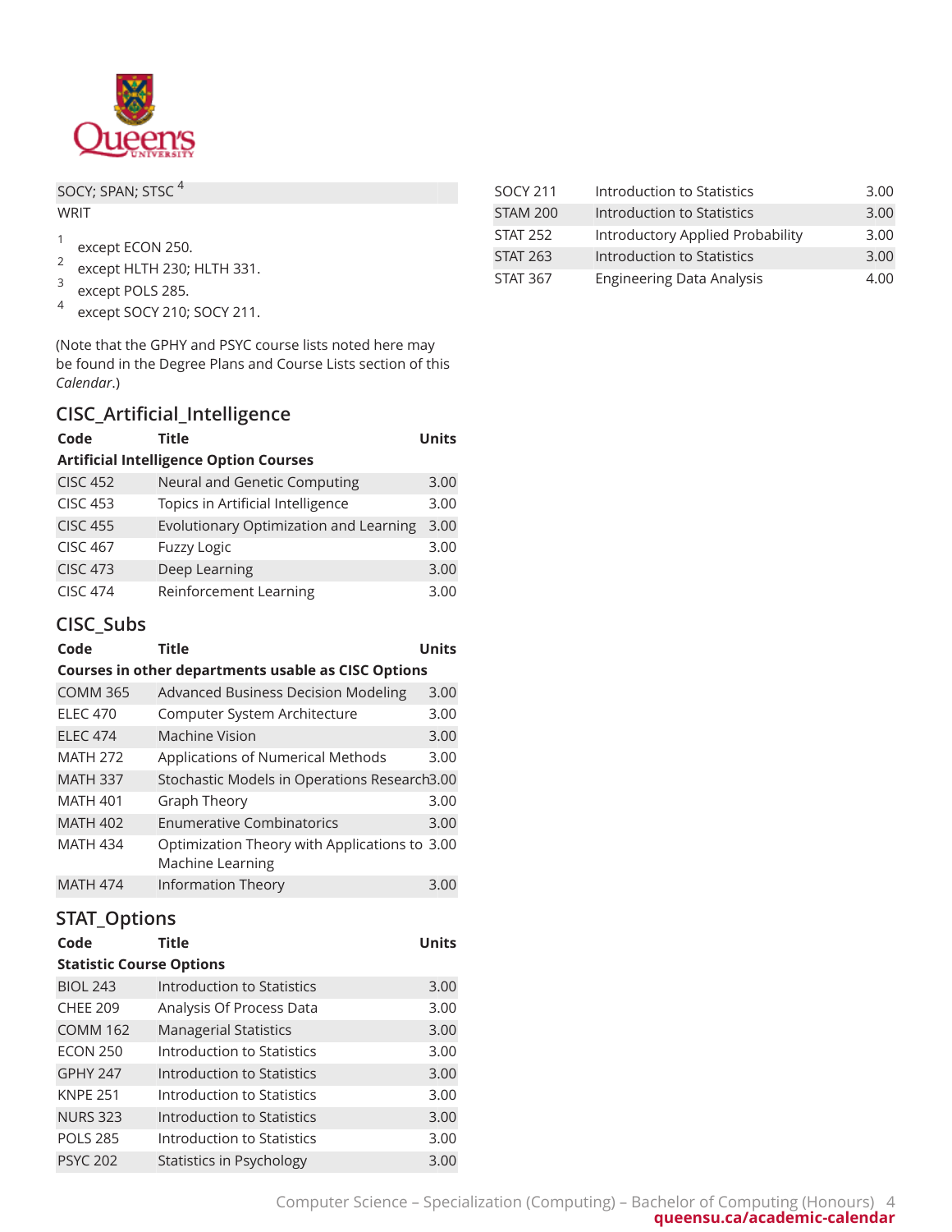| | |
|---|---|
| SOCY; SPAN; STSC [4] | |
| WRIT | |

1. except ECON 250.
2. except HLTH 230; HLTH 331.
3. except POLS 285.
4. except SOCY 210; SOCY 211.

(Note that the GPHY and PSYC course lists noted here may be found in the Degree Plans and Course Lists section of this *Calendar*.)

## CISC_Artificial_Intelligence

| Code | Title | Units |
|---|---|---|
| **Artificial Intelligence Option Courses** | | |
| CISC 452 | Neural and Genetic Computing | 3.00 |
| CISC 453 | Topics in Artificial Intelligence | 3.00 |
| CISC 455 | Evolutionary Optimization and Learning | 3.00 |
| CISC 467 | Fuzzy Logic | 3.00 |
| CISC 473 | Deep Learning | 3.00 |
| CISC 474 | Reinforcement Learning | 3.00 |

## CISC_Subs

| Code | Title | Units |
|---|---|---|
| **Courses in other departments usable as CISC Options** | | |
| COMM 365 | Advanced Business Decision Modeling | 3.00 |
| ELEC 470 | Computer System Architecture | 3.00 |
| ELEC 474 | Machine Vision | 3.00 |
| MATH 272 | Applications of Numerical Methods | 3.00 |
| MATH 337 | Stochastic Models in Operations Research | 3.00 |
| MATH 401 | Graph Theory | 3.00 |
| MATH 402 | Enumerative Combinatorics | 3.00 |
| MATH 434 | Optimization Theory with Applications to Machine Learning | 3.00 |
| MATH 474 | Information Theory | 3.00 |

## STAT_Options

| Code | Title | Units |
|---|---|---|
| **Statistic Course Options** | | |
| BIOL 243 | Introduction to Statistics | 3.00 |
| CHEE 209 | Analysis Of Process Data | 3.00 |
| COMM 162 | Managerial Statistics | 3.00 |
| ECON 250 | Introduction to Statistics | 3.00 |
| GPHY 247 | Introduction to Statistics | 3.00 |
| KNPE 251 | Introduction to Statistics | 3.00 |
| NURS 323 | Introduction to Statistics | 3.00 |
| POLS 285 | Introduction to Statistics | 3.00 |
| PSYC 202 | Statistics in Psychology | 3.00 |
| SOCY 211 | Introduction to Statistics | 3.00 |
| STAM 200 | Introduction to Statistics | 3.00 |
| STAT 252 | Introductory Applied Probability | 3.00 |
| STAT 263 | Introduction to Statistics | 3.00 |
| STAT 367 | Engineering Data Analysis | 4.00 |